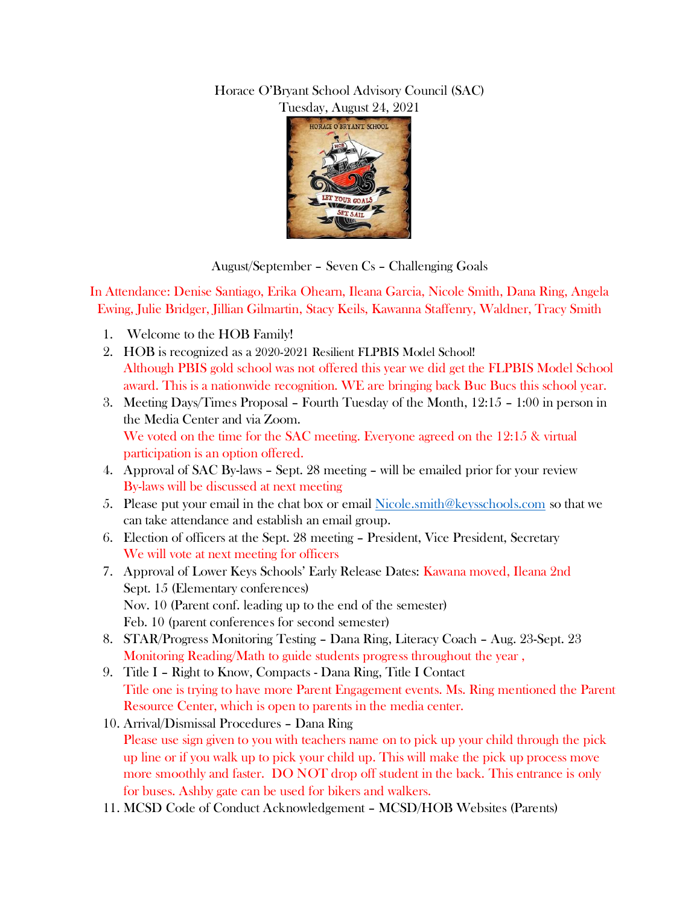Horace O'Bryant School Advisory Council (SAC)
Tuesday, August 24, 2021

August/September – Seven Cs – Challenging Goals

In Attendance: Denise Santiago, Erika Ohearn, Ileana Garcia, Nicole Smith, Dana Ring, Angela Ewing, Julie Bridger, Jillian Gilmartin, Stacy Keils, Kawanna Staffenry, Waldner, Tracy Smith

1. Welcome to the HOB Family!
2. HOB is recognized as a 2020-2021 Resilient FLPBIS Model School!
   Although PBIS gold school was not offered this year we did get the FLPBIS Model School award. This is a nationwide recognition. WE are bringing back Buc Bucs this school year.
3. Meeting Days/Times Proposal – Fourth Tuesday of the Month, 12:15 – 1:00 in person in the Media Center and via Zoom.
   We voted on the time for the SAC meeting. Everyone agreed on the 12:15 & virtual participation is an option offered.
4. Approval of SAC By-laws – Sept. 28 meeting – will be emailed prior for your review
   By-laws will be discussed at next meeting
5. Please put your email in the chat box or email Nicole.smith@keysschools.com so that we can take attendance and establish an email group.
6. Election of officers at the Sept. 28 meeting – President, Vice President, Secretary
   We will vote at next meeting for officers
7. Approval of Lower Keys Schools' Early Release Dates: Kawana moved, Ileana 2nd
   Sept. 15 (Elementary conferences)
   Nov. 10 (Parent conf. leading up to the end of the semester)
   Feb. 10 (parent conferences for second semester)
8. STAR/Progress Monitoring Testing – Dana Ring, Literacy Coach – Aug. 23-Sept. 23
   Monitoring Reading/Math to guide students progress throughout the year ,
9. Title I – Right to Know, Compacts - Dana Ring, Title I Contact
   Title one is trying to have more Parent Engagement events. Ms. Ring mentioned the Parent Resource Center, which is open to parents in the media center.
10. Arrival/Dismissal Procedures – Dana Ring
    Please use sign given to you with teachers name on to pick up your child through the pick up line or if you walk up to pick your child up. This will make the pick up process move more smoothly and faster. DO NOT drop off student in the back. This entrance is only for buses. Ashby gate can be used for bikers and walkers.
11. MCSD Code of Conduct Acknowledgement – MCSD/HOB Websites (Parents)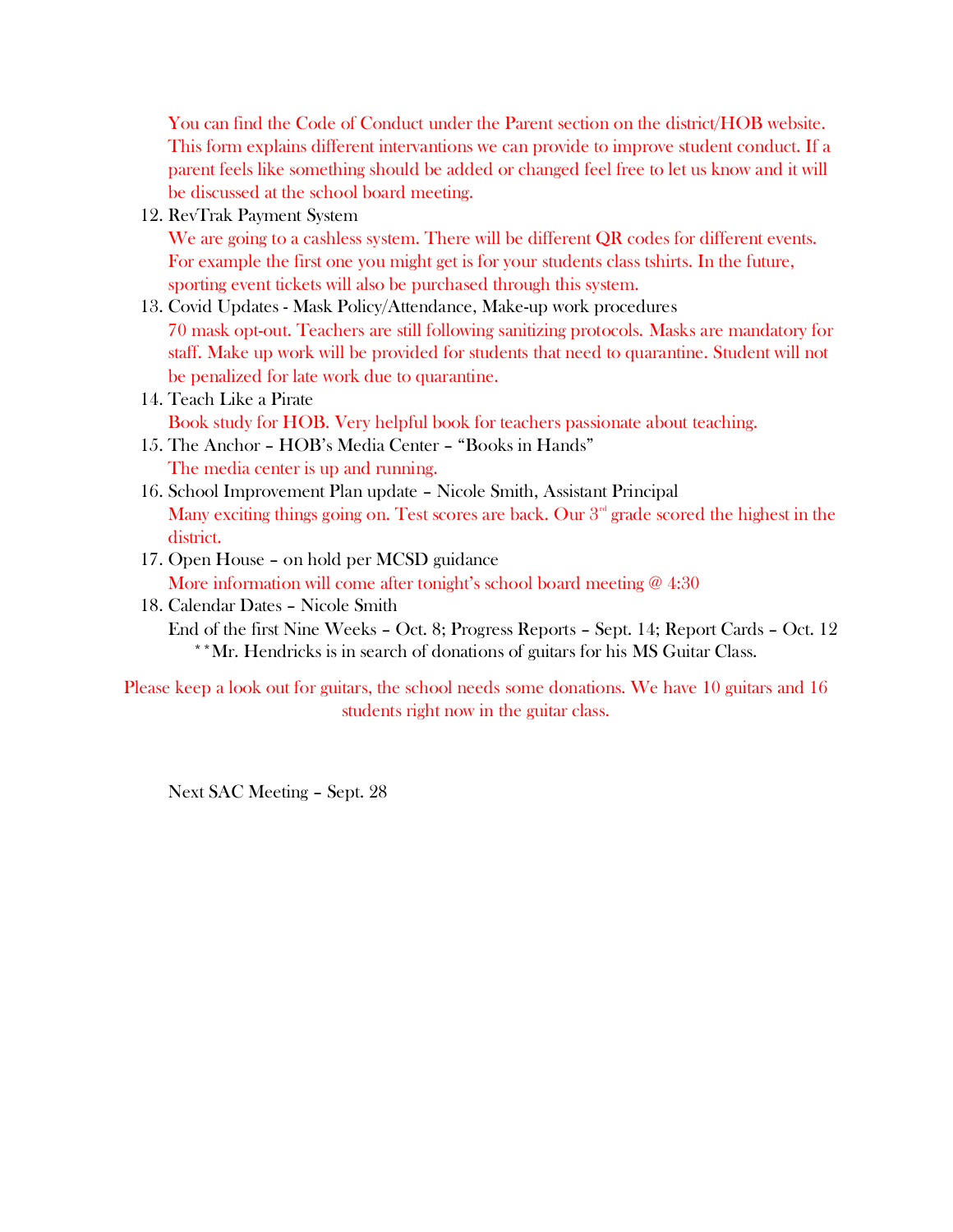You can find the Code of Conduct under the Parent section on the district/HOB website. This form explains different intervantions we can provide to improve student conduct. If a parent feels like something should be added or changed feel free to let us know and it will be discussed at the school board meeting.

12. RevTrak Payment System

    We are going to a cashless system. There will be different QR codes for different events. For example the first one you might get is for your students class tshirts. In the future, sporting event tickets will also be purchased through this system.

13. Covid Updates - Mask Policy/Attendance, Make-up work procedures

    70 mask opt-out. Teachers are still following sanitizing protocols. Masks are mandatory for staff. Make up work will be provided for students that need to quarantine. Student will not be penalized for late work due to quarantine.

14. Teach Like a Pirate

    Book study for HOB. Very helpful book for teachers passionate about teaching.

15. The Anchor – HOB's Media Center – "Books in Hands"

    The media center is up and running.

16. School Improvement Plan update – Nicole Smith, Assistant Principal

    Many exciting things going on. Test scores are back. Our 3rd grade scored the highest in the district.

17. Open House – on hold per MCSD guidance

    More information will come after tonight's school board meeting @ 4:30

18. Calendar Dates – Nicole Smith

    End of the first Nine Weeks – Oct. 8; Progress Reports – Sept. 14; Report Cards – Oct. 12

    **Mr. Hendricks is in search of donations of guitars for his MS Guitar Class.

Please keep a look out for guitars, the school needs some donations. We have 10 guitars and 16 students right now in the guitar class.

Next SAC Meeting – Sept. 28